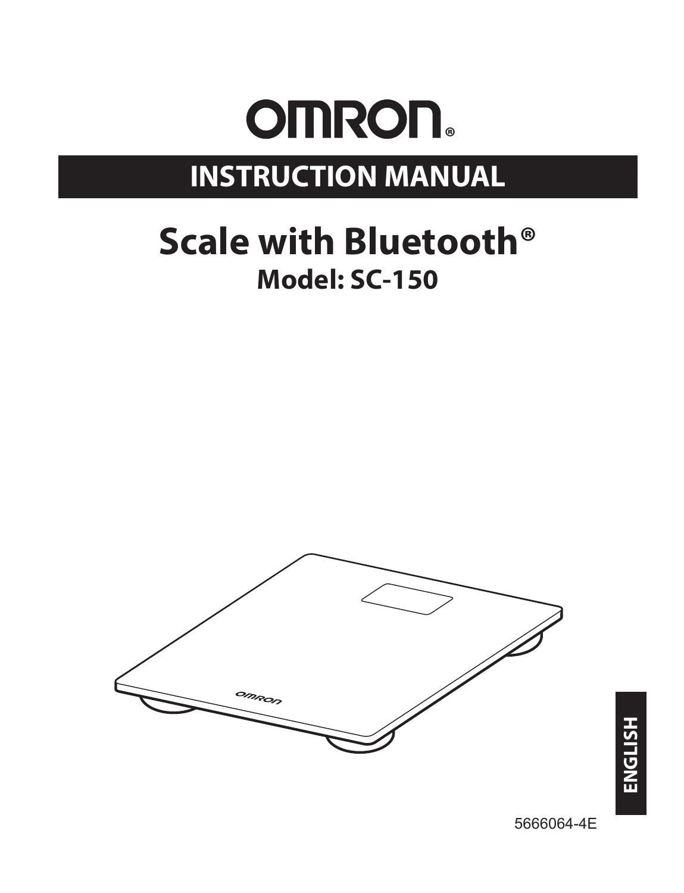# OMRON

## INSTRUCTION MANUAL

# Scale with Bluetooth®

## Model: SC-150

ENGLISH

5666064-4E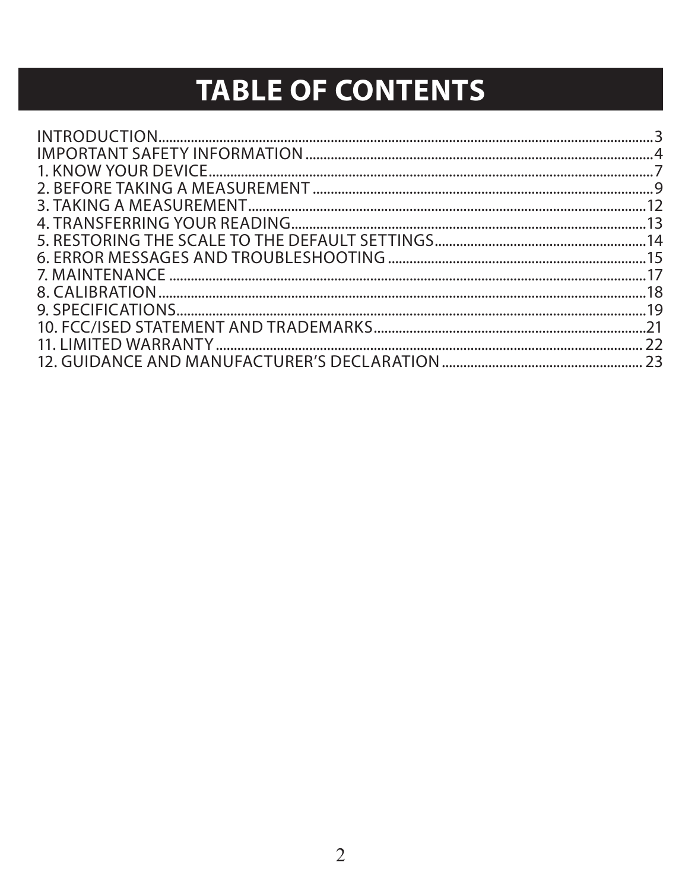# TABLE OF CONTENTS

INTRODUCTION......3
IMPORTANT SAFETY INFORMATION......4
1. KNOW YOUR DEVICE......7
2. BEFORE TAKING A MEASUREMENT......9
3. TAKING A MEASUREMENT......12
4. TRANSFERRING YOUR READING......13
5. RESTORING THE SCALE TO THE DEFAULT SETTINGS......14
6. ERROR MESSAGES AND TROUBLESHOOTING......15
7. MAINTENANCE......17
8. CALIBRATION......18
9. SPECIFICATIONS......19
10. FCC/ISED STATEMENT AND TRADEMARKS......21
11. LIMITED WARRANTY......22
12. GUIDANCE AND MANUFACTURER'S DECLARATION......23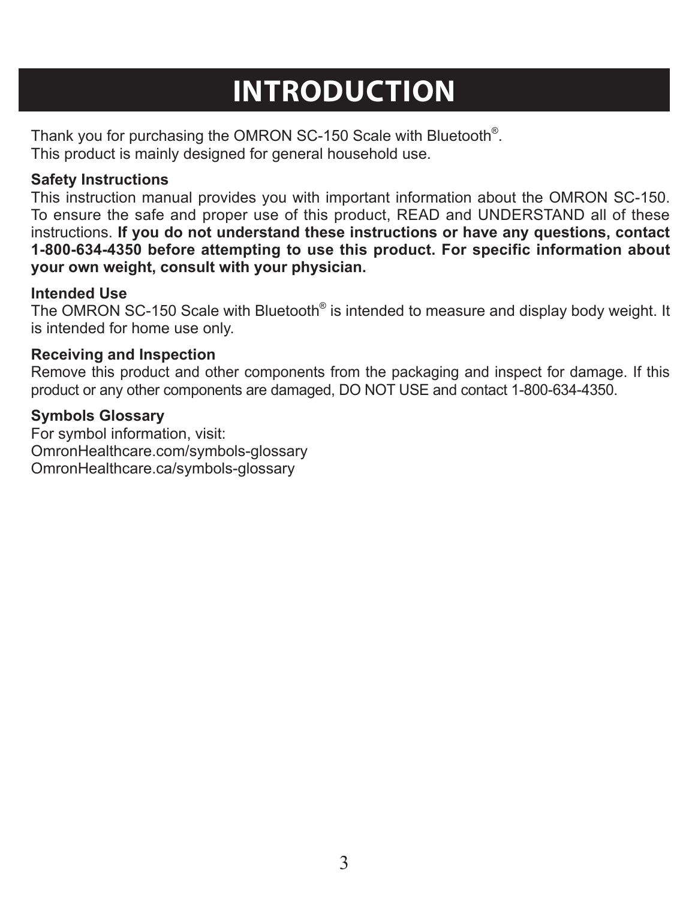# INTRODUCTION

Thank you for purchasing the OMRON SC-150 Scale with Bluetooth®.
This product is mainly designed for general household use.

**Safety Instructions**

This instruction manual provides you with important information about the OMRON SC-150. To ensure the safe and proper use of this product, READ and UNDERSTAND all of these instructions. **If you do not understand these instructions or have any questions, contact 1-800-634-4350 before attempting to use this product. For specific information about your own weight, consult with your physician.**

**Intended Use**

The OMRON SC-150 Scale with Bluetooth® is intended to measure and display body weight. It is intended for home use only.

**Receiving and Inspection**

Remove this product and other components from the packaging and inspect for damage. If this product or any other components are damaged, DO NOT USE and contact 1-800-634-4350.

**Symbols Glossary**

For symbol information, visit:
OmronHealthcare.com/symbols-glossary
OmronHealthcare.ca/symbols-glossary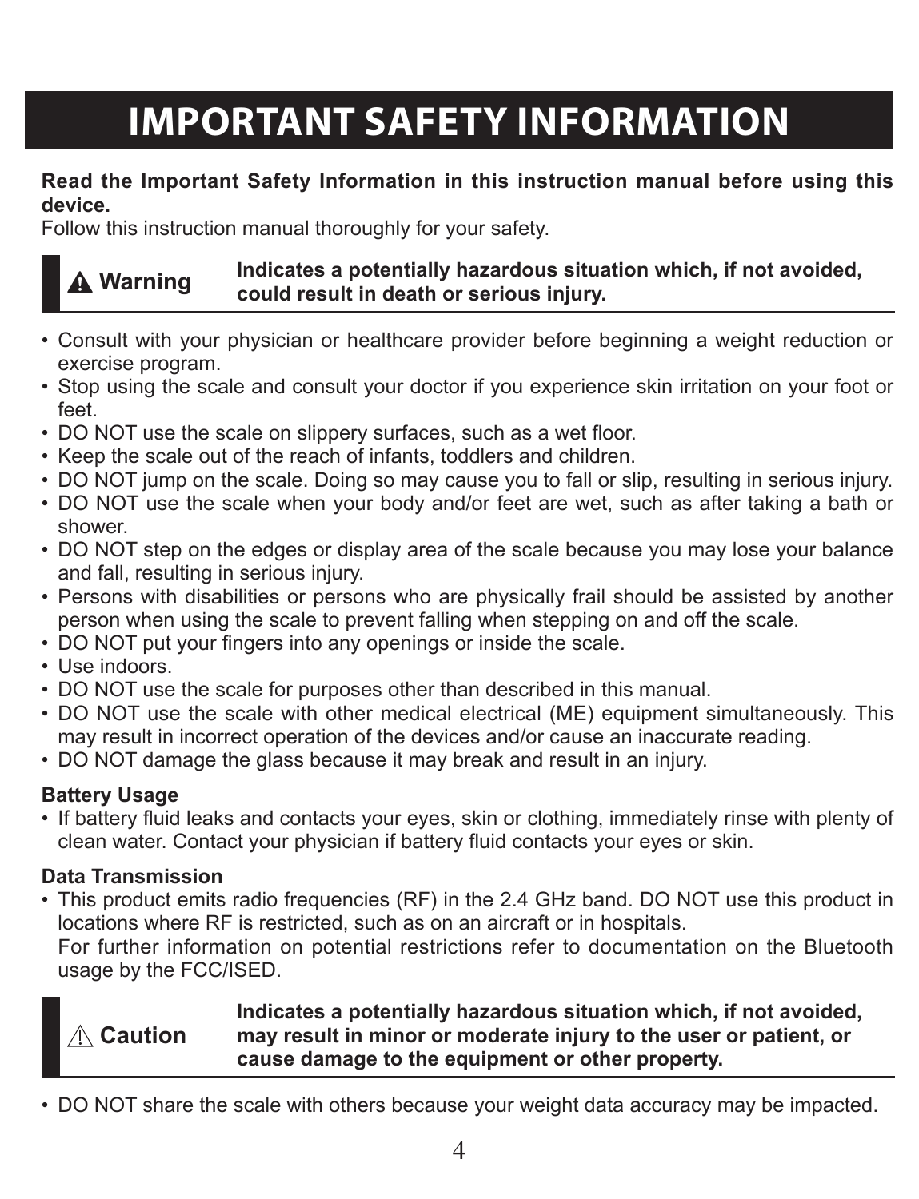# IMPORTANT SAFETY INFORMATION

**Read the Important Safety Information in this instruction manual before using this device.**
Follow this instruction manual thoroughly for your safety.

| ⚠ Warning | Indicates a potentially hazardous situation which, if not avoided, could result in death or serious injury. |
|---|---|

- Consult with your physician or healthcare provider before beginning a weight reduction or exercise program.
- Stop using the scale and consult your doctor if you experience skin irritation on your foot or feet.
- DO NOT use the scale on slippery surfaces, such as a wet floor.
- Keep the scale out of the reach of infants, toddlers and children.
- DO NOT jump on the scale. Doing so may cause you to fall or slip, resulting in serious injury.
- DO NOT use the scale when your body and/or feet are wet, such as after taking a bath or shower.
- DO NOT step on the edges or display area of the scale because you may lose your balance and fall, resulting in serious injury.
- Persons with disabilities or persons who are physically frail should be assisted by another person when using the scale to prevent falling when stepping on and off the scale.
- DO NOT put your fingers into any openings or inside the scale.
- Use indoors.
- DO NOT use the scale for purposes other than described in this manual.
- DO NOT use the scale with other medical electrical (ME) equipment simultaneously. This may result in incorrect operation of the devices and/or cause an inaccurate reading.
- DO NOT damage the glass because it may break and result in an injury.

**Battery Usage**

- If battery fluid leaks and contacts your eyes, skin or clothing, immediately rinse with plenty of clean water. Contact your physician if battery fluid contacts your eyes or skin.

**Data Transmission**

- This product emits radio frequencies (RF) in the 2.4 GHz band. DO NOT use this product in locations where RF is restricted, such as on an aircraft or in hospitals.
  For further information on potential restrictions refer to documentation on the Bluetooth usage by the FCC/ISED.

| ⚠ Caution | Indicates a potentially hazardous situation which, if not avoided, may result in minor or moderate injury to the user or patient, or cause damage to the equipment or other property. |
|---|---|

- DO NOT share the scale with others because your weight data accuracy may be impacted.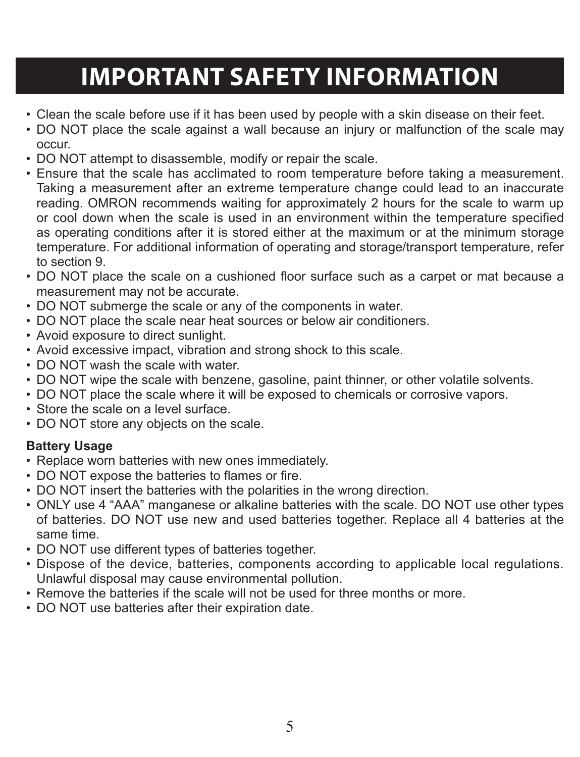# IMPORTANT SAFETY INFORMATION

- Clean the scale before use if it has been used by people with a skin disease on their feet.
- DO NOT place the scale against a wall because an injury or malfunction of the scale may occur.
- DO NOT attempt to disassemble, modify or repair the scale.
- Ensure that the scale has acclimated to room temperature before taking a measurement. Taking a measurement after an extreme temperature change could lead to an inaccurate reading. OMRON recommends waiting for approximately 2 hours for the scale to warm up or cool down when the scale is used in an environment within the temperature specified as operating conditions after it is stored either at the maximum or at the minimum storage temperature. For additional information of operating and storage/transport temperature, refer to section 9.
- DO NOT place the scale on a cushioned floor surface such as a carpet or mat because a measurement may not be accurate.
- DO NOT submerge the scale or any of the components in water.
- DO NOT place the scale near heat sources or below air conditioners.
- Avoid exposure to direct sunlight.
- Avoid excessive impact, vibration and strong shock to this scale.
- DO NOT wash the scale with water.
- DO NOT wipe the scale with benzene, gasoline, paint thinner, or other volatile solvents.
- DO NOT place the scale where it will be exposed to chemicals or corrosive vapors.
- Store the scale on a level surface.
- DO NOT store any objects on the scale.

**Battery Usage**

- Replace worn batteries with new ones immediately.
- DO NOT expose the batteries to flames or fire.
- DO NOT insert the batteries with the polarities in the wrong direction.
- ONLY use 4 “AAA” manganese or alkaline batteries with the scale. DO NOT use other types of batteries. DO NOT use new and used batteries together. Replace all 4 batteries at the same time.
- DO NOT use different types of batteries together.
- Dispose of the device, batteries, components according to applicable local regulations. Unlawful disposal may cause environmental pollution.
- Remove the batteries if the scale will not be used for three months or more.
- DO NOT use batteries after their expiration date.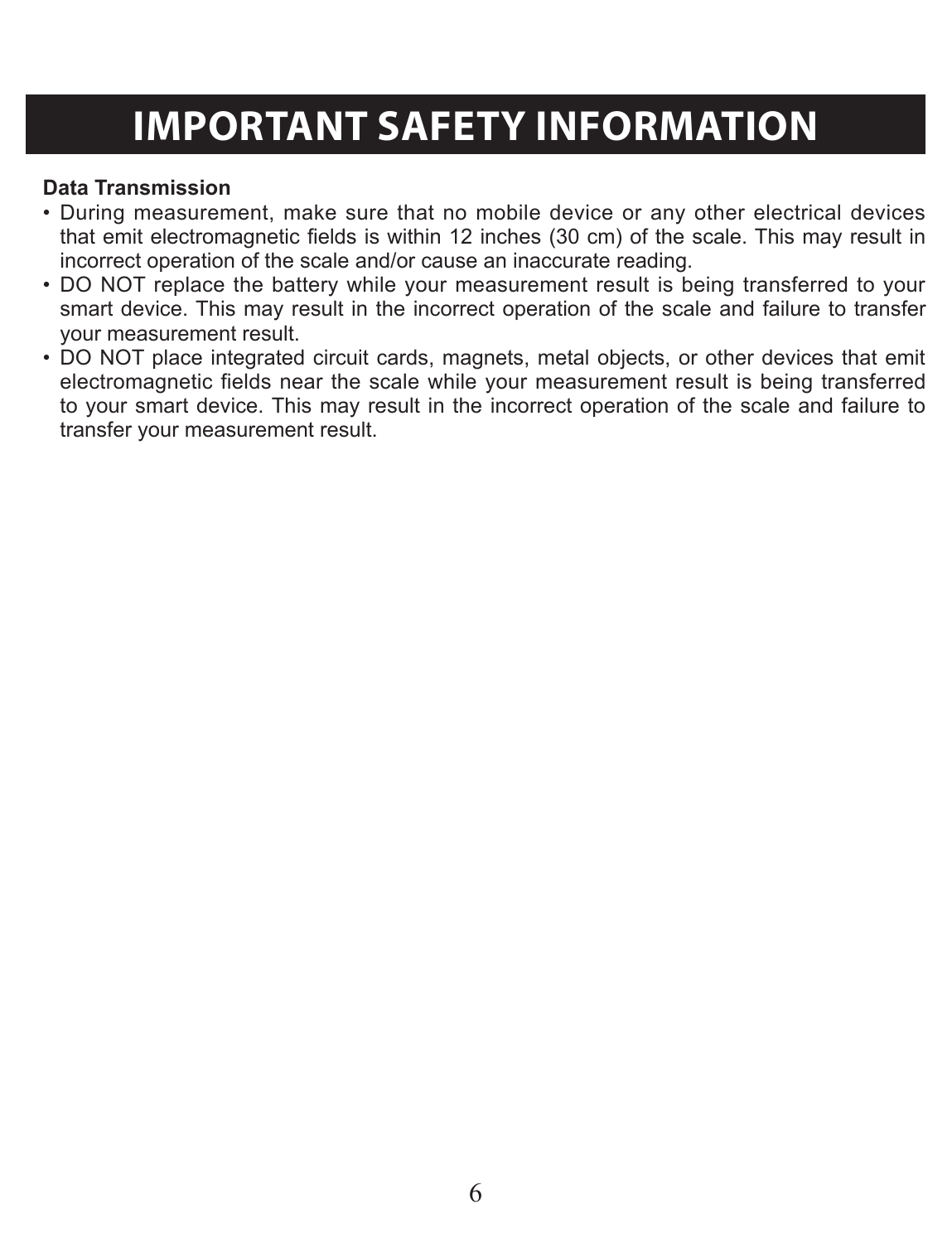# IMPORTANT SAFETY INFORMATION

**Data Transmission**

- During measurement, make sure that no mobile device or any other electrical devices that emit electromagnetic fields is within 12 inches (30 cm) of the scale. This may result in incorrect operation of the scale and/or cause an inaccurate reading.
- DO NOT replace the battery while your measurement result is being transferred to your smart device. This may result in the incorrect operation of the scale and failure to transfer your measurement result.
- DO NOT place integrated circuit cards, magnets, metal objects, or other devices that emit electromagnetic fields near the scale while your measurement result is being transferred to your smart device. This may result in the incorrect operation of the scale and failure to transfer your measurement result.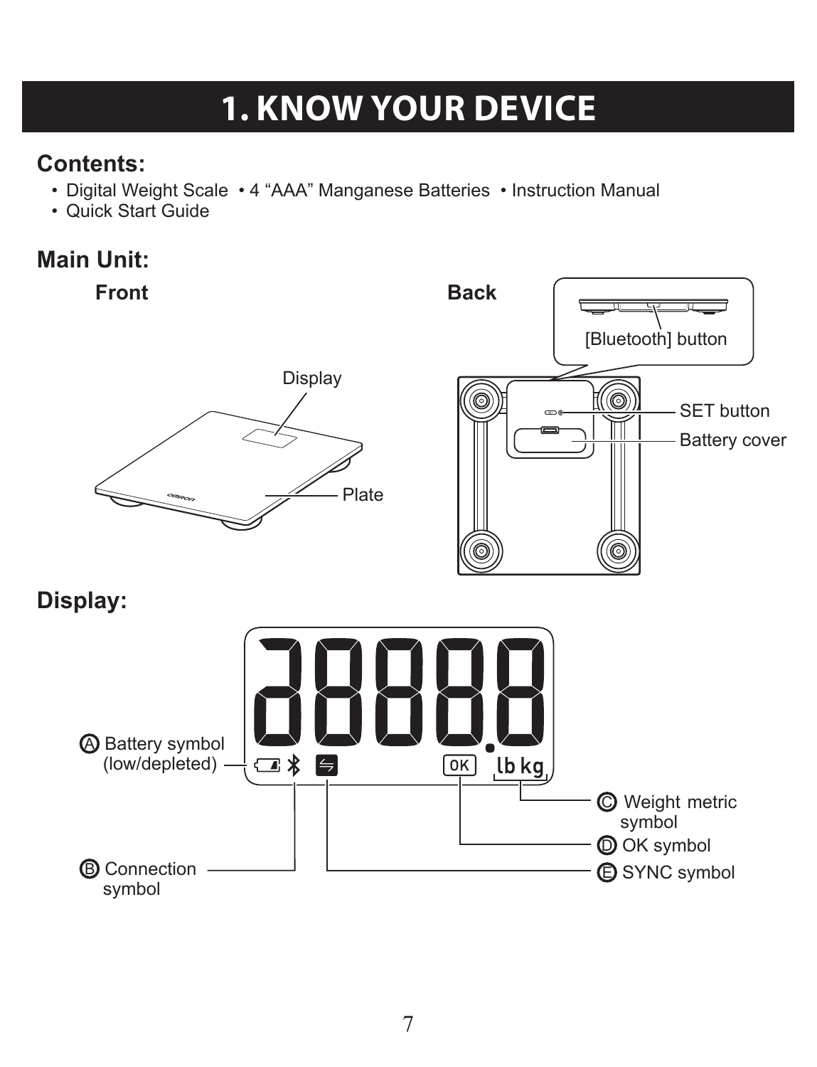# 1. KNOW YOUR DEVICE

## Contents:

- Digital Weight Scale • 4 “AAA” Manganese Batteries • Instruction Manual
- Quick Start Guide

## Main Unit:

**Front**

Display

Plate

**Back**

[Bluetooth] button

SET button

Battery cover

## Display:

Ⓐ Battery symbol (low/depleted)

Ⓑ Connection symbol

Ⓒ Weight metric symbol

Ⓓ OK symbol

Ⓔ SYNC symbol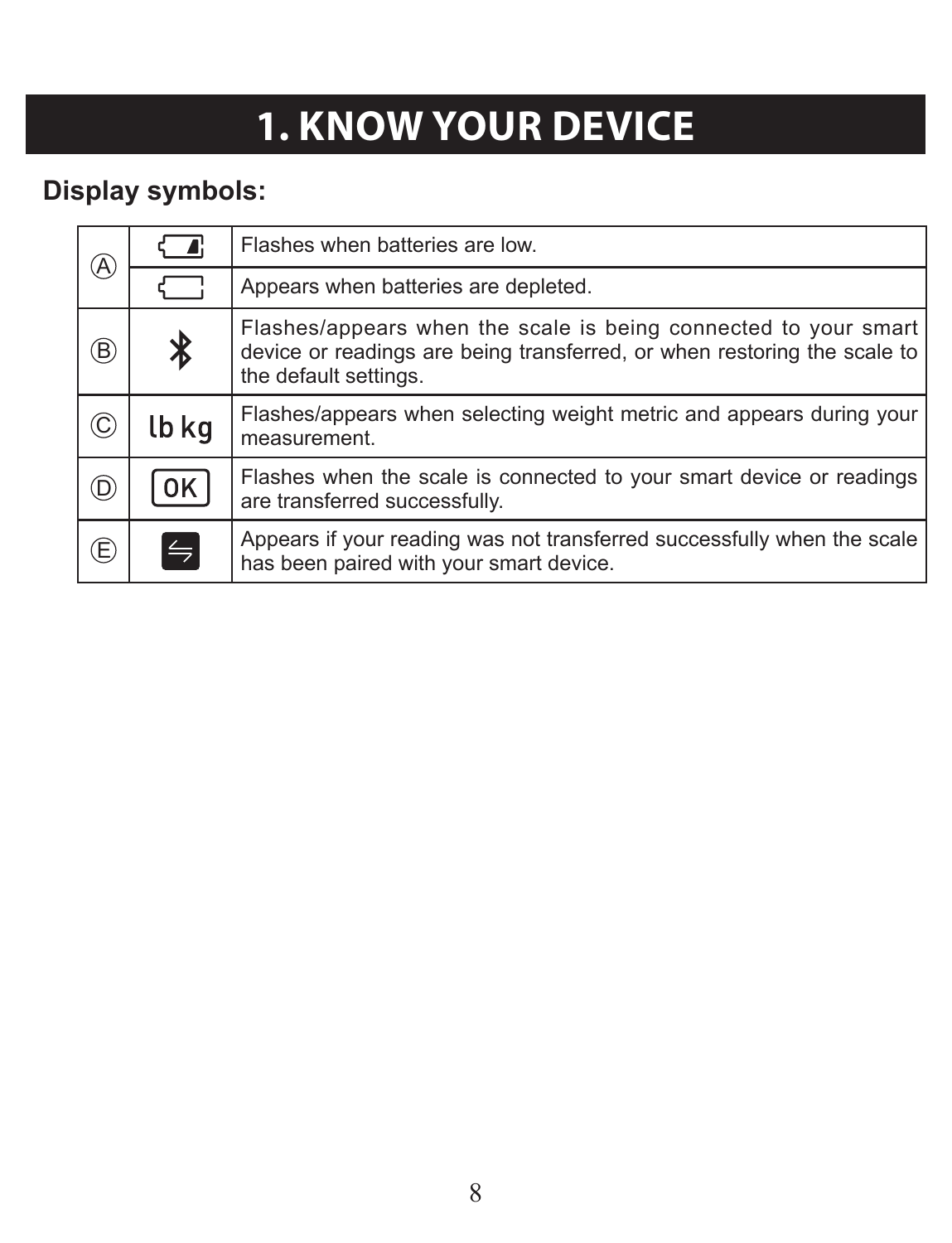# 1. KNOW YOUR DEVICE

## Display symbols:

| | Symbol | Description |
|---|---|---|
| Ⓐ | (low battery icon) | Flashes when batteries are low. |
| | (empty battery icon) | Appears when batteries are depleted. |
| Ⓑ | (Bluetooth icon) | Flashes/appears when the scale is being connected to your smart device or readings are being transferred, or when restoring the scale to the default settings. |
| Ⓒ | lb kg | Flashes/appears when selecting weight metric and appears during your measurement. |
| Ⓓ | OK | Flashes when the scale is connected to your smart device or readings are transferred successfully. |
| Ⓔ | (transfer icon) | Appears if your reading was not transferred successfully when the scale has been paired with your smart device. |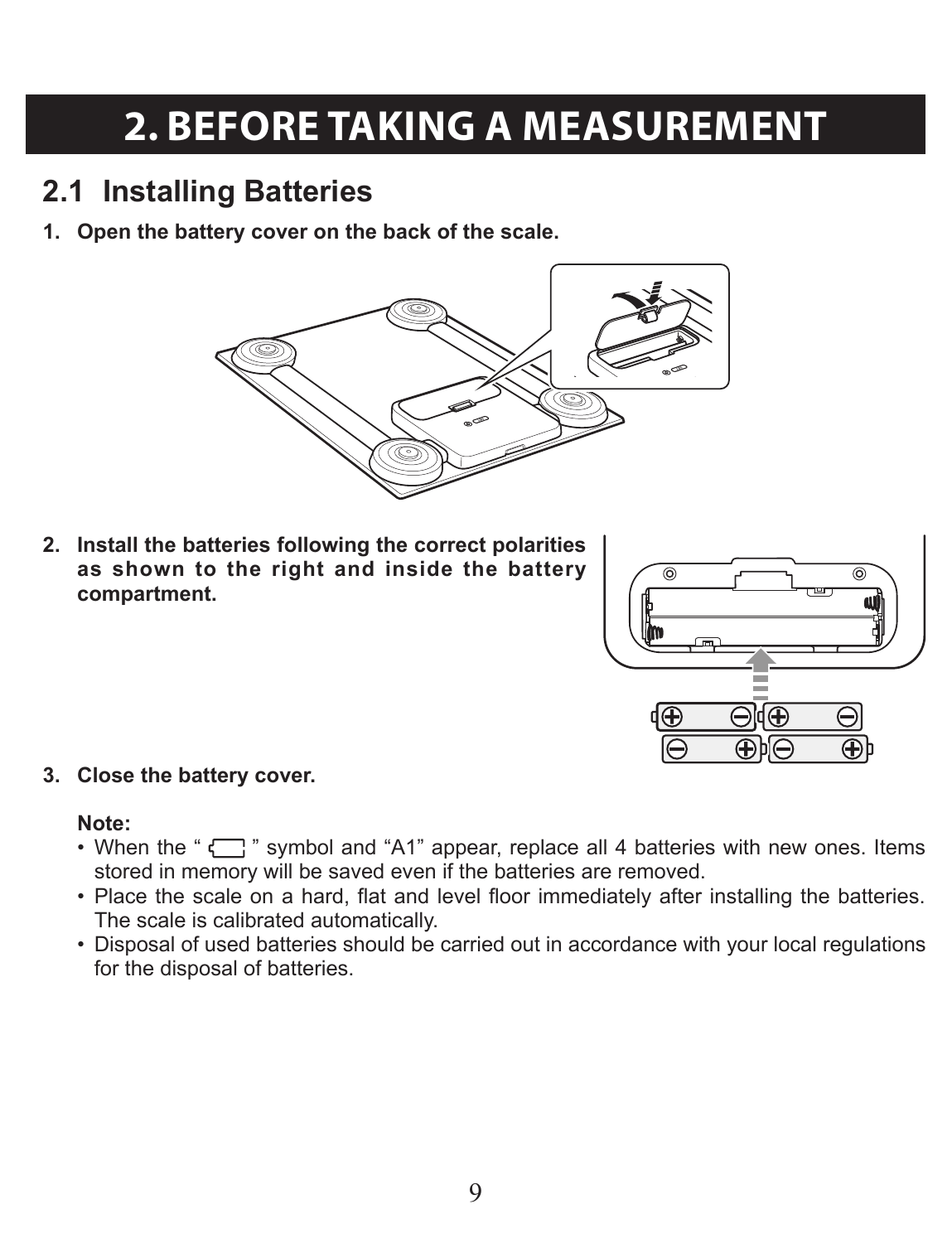# 2. BEFORE TAKING A MEASUREMENT

## 2.1 Installing Batteries

1. **Open the battery cover on the back of the scale.**

2. **Install the batteries following the correct polarities as shown to the right and inside the battery compartment.**

3. **Close the battery cover.**

   **Note:**

   - When the " " symbol and "A1" appear, replace all 4 batteries with new ones. Items stored in memory will be saved even if the batteries are removed.
   - Place the scale on a hard, flat and level floor immediately after installing the batteries. The scale is calibrated automatically.
   - Disposal of used batteries should be carried out in accordance with your local regulations for the disposal of batteries.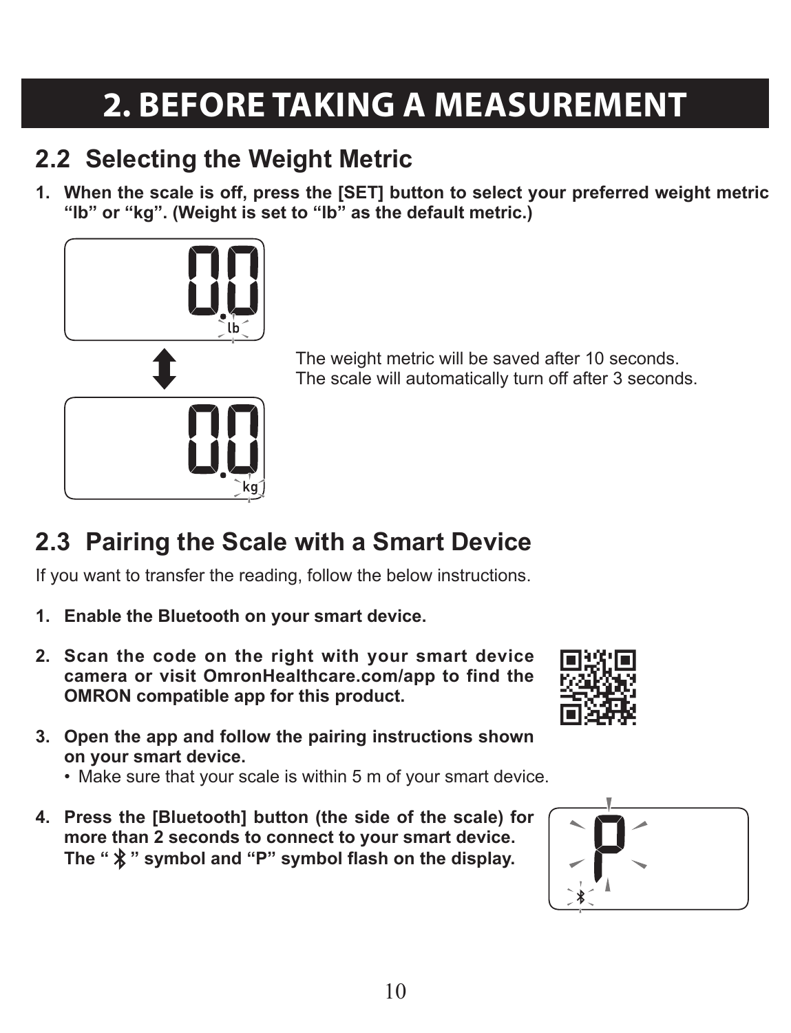# 2. BEFORE TAKING A MEASUREMENT

## 2.2 Selecting the Weight Metric

1. **When the scale is off, press the [SET] button to select your preferred weight metric "lb" or "kg". (Weight is set to "lb" as the default metric.)**

The weight metric will be saved after 10 seconds.
The scale will automatically turn off after 3 seconds.

## 2.3 Pairing the Scale with a Smart Device

If you want to transfer the reading, follow the below instructions.

1. **Enable the Bluetooth on your smart device.**
2. **Scan the code on the right with your smart device camera or visit OmronHealthcare.com/app to find the OMRON compatible app for this product.**
3. **Open the app and follow the pairing instructions shown on your smart device.**
   - Make sure that your scale is within 5 m of your smart device.
4. **Press the [Bluetooth] button (the side of the scale) for more than 2 seconds to connect to your smart device. The "ᛒ" symbol and "P" symbol flash on the display.**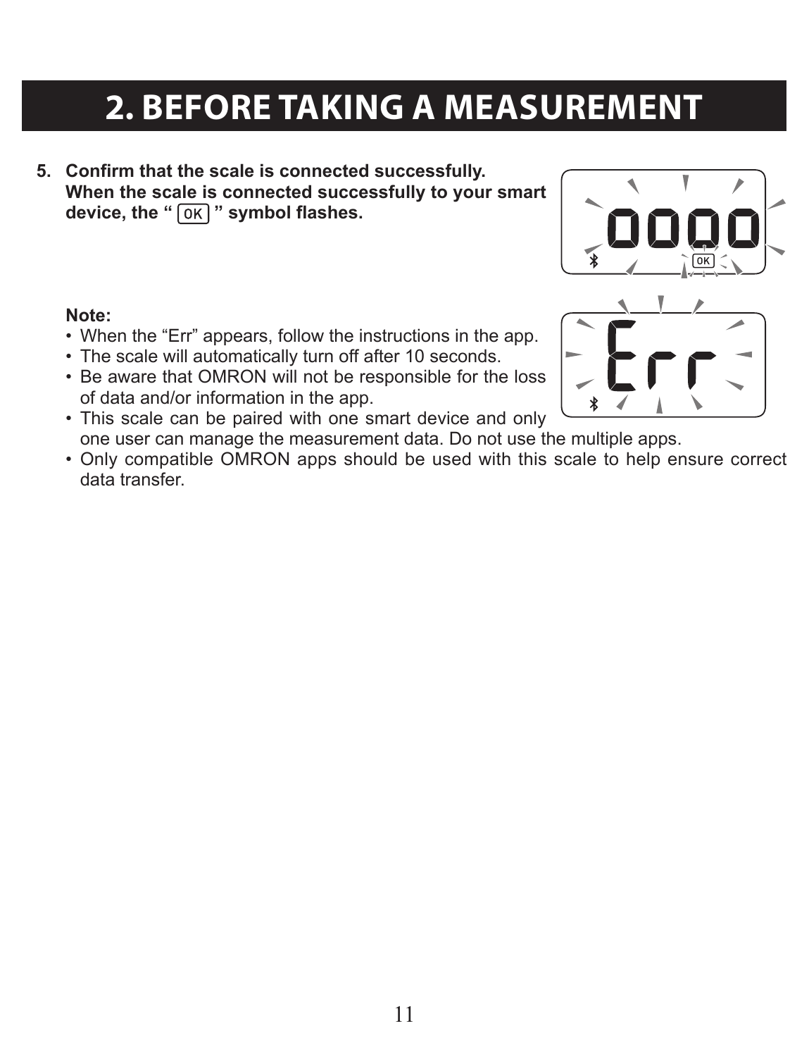# 2. BEFORE TAKING A MEASUREMENT

5. **Confirm that the scale is connected successfully.**
   **When the scale is connected successfully to your smart device, the " OK " symbol flashes.**

   **Note:**
   - When the "Err" appears, follow the instructions in the app.
   - The scale will automatically turn off after 10 seconds.
   - Be aware that OMRON will not be responsible for the loss of data and/or information in the app.
   - This scale can be paired with one smart device and only one user can manage the measurement data. Do not use the multiple apps.
   - Only compatible OMRON apps should be used with this scale to help ensure correct data transfer.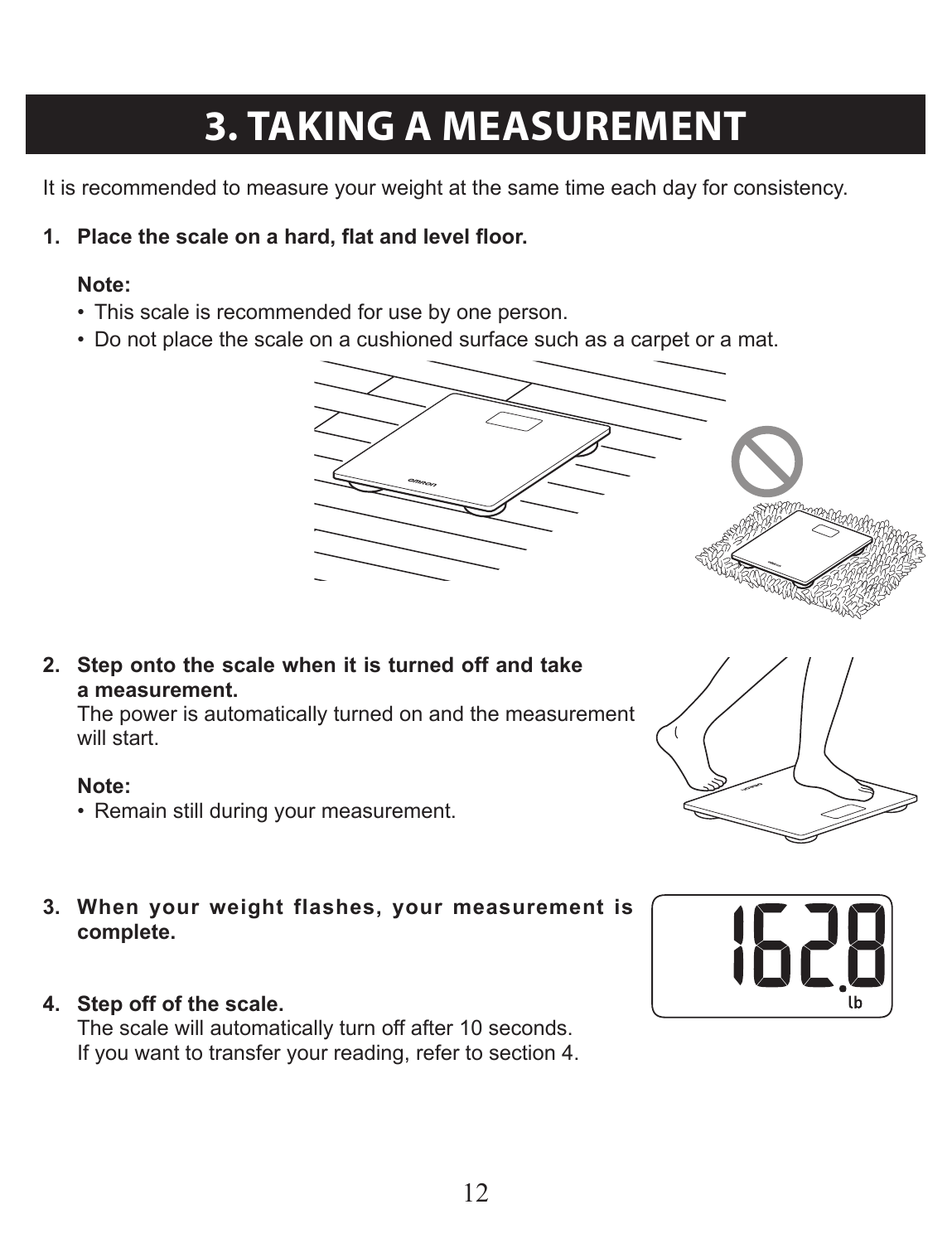# 3. TAKING A MEASUREMENT

It is recommended to measure your weight at the same time each day for consistency.

1. **Place the scale on a hard, flat and level floor.**

   **Note:**
   - This scale is recommended for use by one person.
   - Do not place the scale on a cushioned surface such as a carpet or a mat.

2. **Step onto the scale when it is turned off and take a measurement.**
   The power is automatically turned on and the measurement will start.

   **Note:**
   - Remain still during your measurement.

3. **When your weight flashes, your measurement is complete.**

4. **Step off of the scale.**
   The scale will automatically turn off after 10 seconds.
   If you want to transfer your reading, refer to section 4.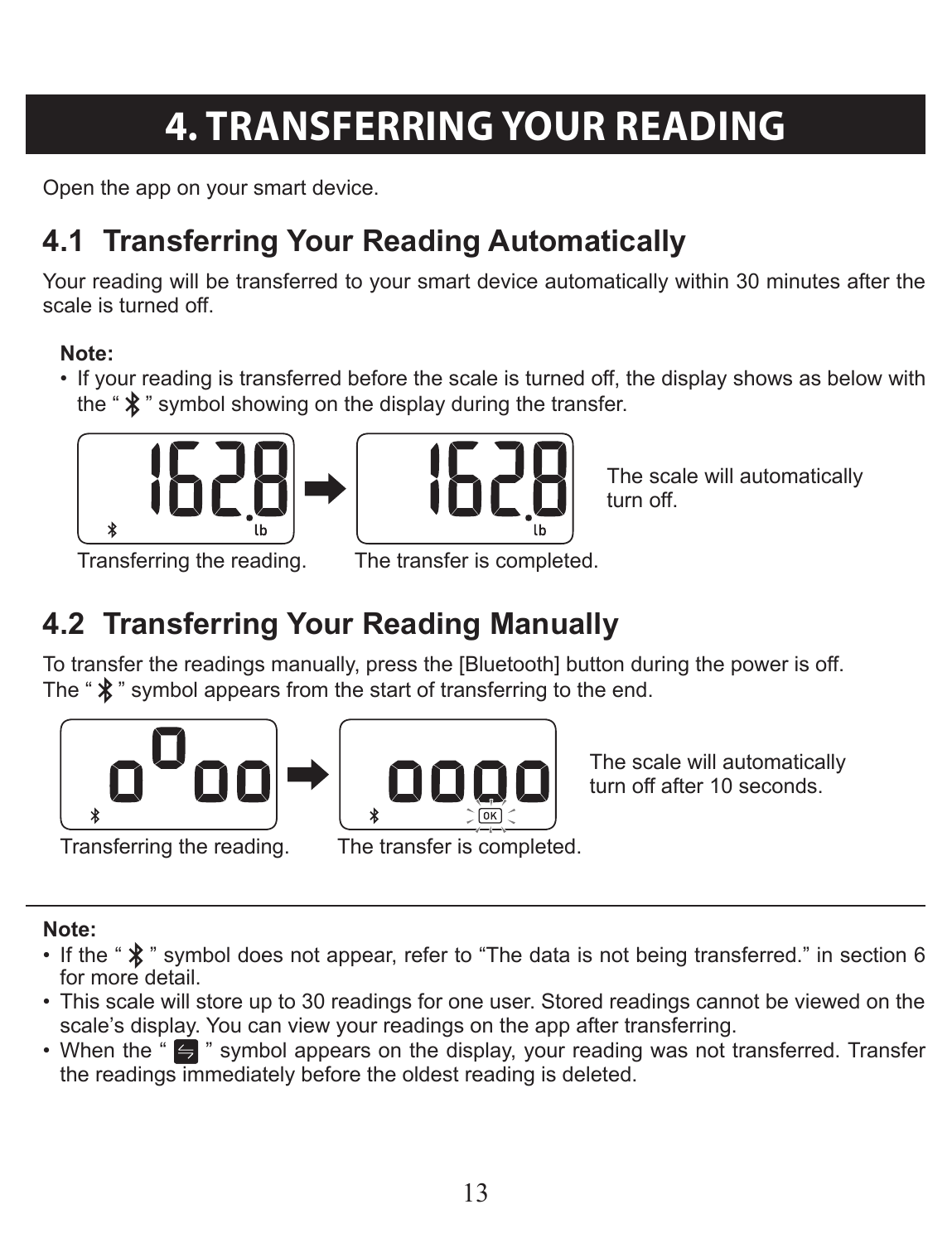# 4. TRANSFERRING YOUR READING

Open the app on your smart device.

## 4.1 Transferring Your Reading Automatically

Your reading will be transferred to your smart device automatically within 30 minutes after the scale is turned off.

**Note:**

- If your reading is transferred before the scale is turned off, the display shows as below with the " ✱ " symbol showing on the display during the transfer.

Transferring the reading. → The transfer is completed.

The scale will automatically turn off.

## 4.2 Transferring Your Reading Manually

To transfer the readings manually, press the [Bluetooth] button during the power is off.
The " ✱ " symbol appears from the start of transferring to the end.

Transferring the reading. → The transfer is completed.

The scale will automatically turn off after 10 seconds.

**Note:**

- If the " ✱ " symbol does not appear, refer to "The data is not being transferred." in section 6 for more detail.
- This scale will store up to 30 readings for one user. Stored readings cannot be viewed on the scale's display. You can view your readings on the app after transferring.
- When the " ⇆ " symbol appears on the display, your reading was not transferred. Transfer the readings immediately before the oldest reading is deleted.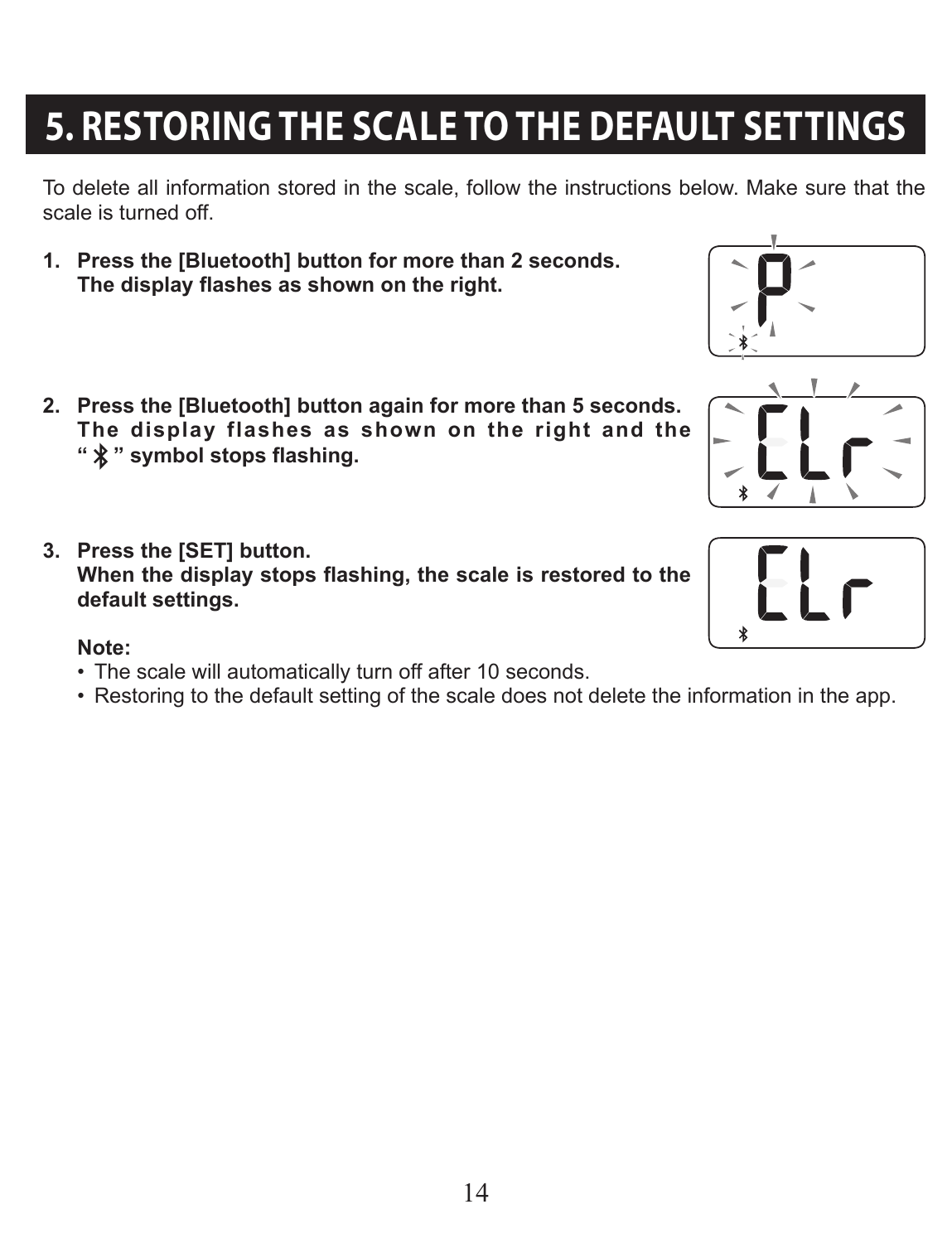# 5. RESTORING THE SCALE TO THE DEFAULT SETTINGS

To delete all information stored in the scale, follow the instructions below. Make sure that the scale is turned off.

1. **Press the [Bluetooth] button for more than 2 seconds. The display flashes as shown on the right.**

2. **Press the [Bluetooth] button again for more than 5 seconds. The display flashes as shown on the right and the "ᛒ" symbol stops flashing.**

3. **Press the [SET] button. When the display stops flashing, the scale is restored to the default settings.**

   **Note:**
   - The scale will automatically turn off after 10 seconds.
   - Restoring to the default setting of the scale does not delete the information in the app.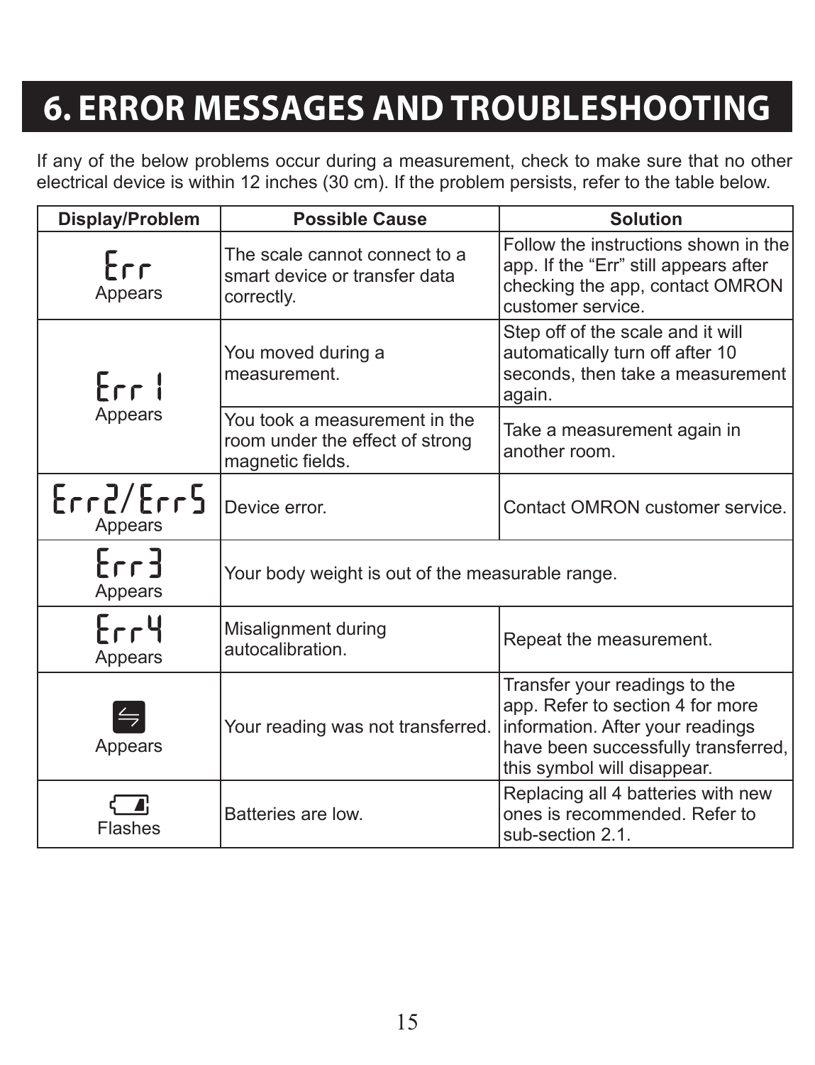# 6. ERROR MESSAGES AND TROUBLESHOOTING

If any of the below problems occur during a measurement, check to make sure that no other electrical device is within 12 inches (30 cm). If the problem persists, refer to the table below.

| Display/Problem | Possible Cause | Solution |
|---|---|---|
| Err Appears | The scale cannot connect to a smart device or transfer data correctly. | Follow the instructions shown in the app. If the "Err" still appears after checking the app, contact OMRON customer service. |
| Err1 Appears | You moved during a measurement. | Step off of the scale and it will automatically turn off after 10 seconds, then take a measurement again. |
| | You took a measurement in the room under the effect of strong magnetic fields. | Take a measurement again in another room. |
| Err2/Err5 Appears | Device error. | Contact OMRON customer service. |
| Err3 Appears | Your body weight is out of the measurable range. | |
| Err4 Appears | Misalignment during autocalibration. | Repeat the measurement. |
| ⇆ Appears | Your reading was not transferred. | Transfer your readings to the app. Refer to section 4 for more information. After your readings have been successfully transferred, this symbol will disappear. |
| Low battery symbol Flashes | Batteries are low. | Replacing all 4 batteries with new ones is recommended. Refer to sub-section 2.1. |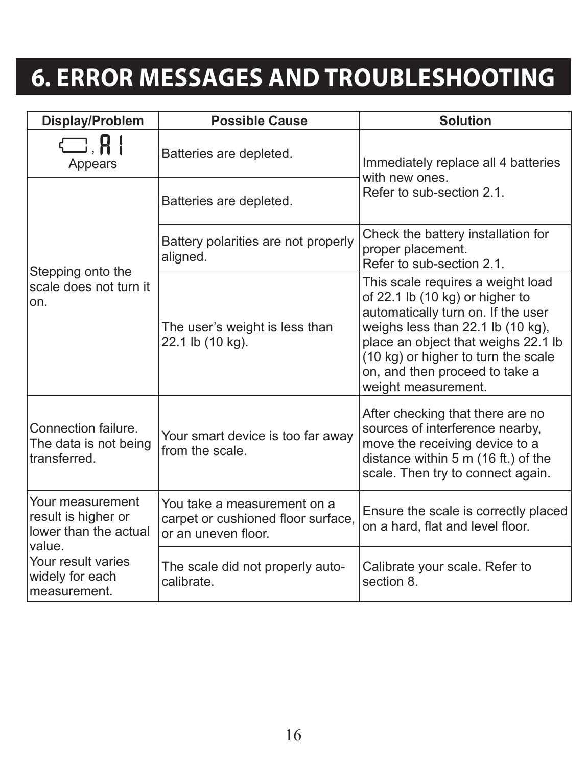# 6. ERROR MESSAGES AND TROUBLESHOOTING

| Display/Problem | Possible Cause | Solution |
|---|---|---|
| [battery icon], A1 Appears | Batteries are depleted. | Immediately replace all 4 batteries with new ones. Refer to sub-section 2.1. |
| Stepping onto the scale does not turn it on. | Batteries are depleted. | Immediately replace all 4 batteries with new ones. Refer to sub-section 2.1. |
| | Battery polarities are not properly aligned. | Check the battery installation for proper placement. Refer to sub-section 2.1. |
| | The user's weight is less than 22.1 lb (10 kg). | This scale requires a weight load of 22.1 lb (10 kg) or higher to automatically turn on. If the user weighs less than 22.1 lb (10 kg), place an object that weighs 22.1 lb (10 kg) or higher to turn the scale on, and then proceed to take a weight measurement. |
| Connection failure. The data is not being transferred. | Your smart device is too far away from the scale. | After checking that there are no sources of interference nearby, move the receiving device to a distance within 5 m (16 ft.) of the scale. Then try to connect again. |
| Your measurement result is higher or lower than the actual value. Your result varies widely for each measurement. | You take a measurement on a carpet or cushioned floor surface, or an uneven floor. | Ensure the scale is correctly placed on a hard, flat and level floor. |
| | The scale did not properly auto-calibrate. | Calibrate your scale. Refer to section 8. |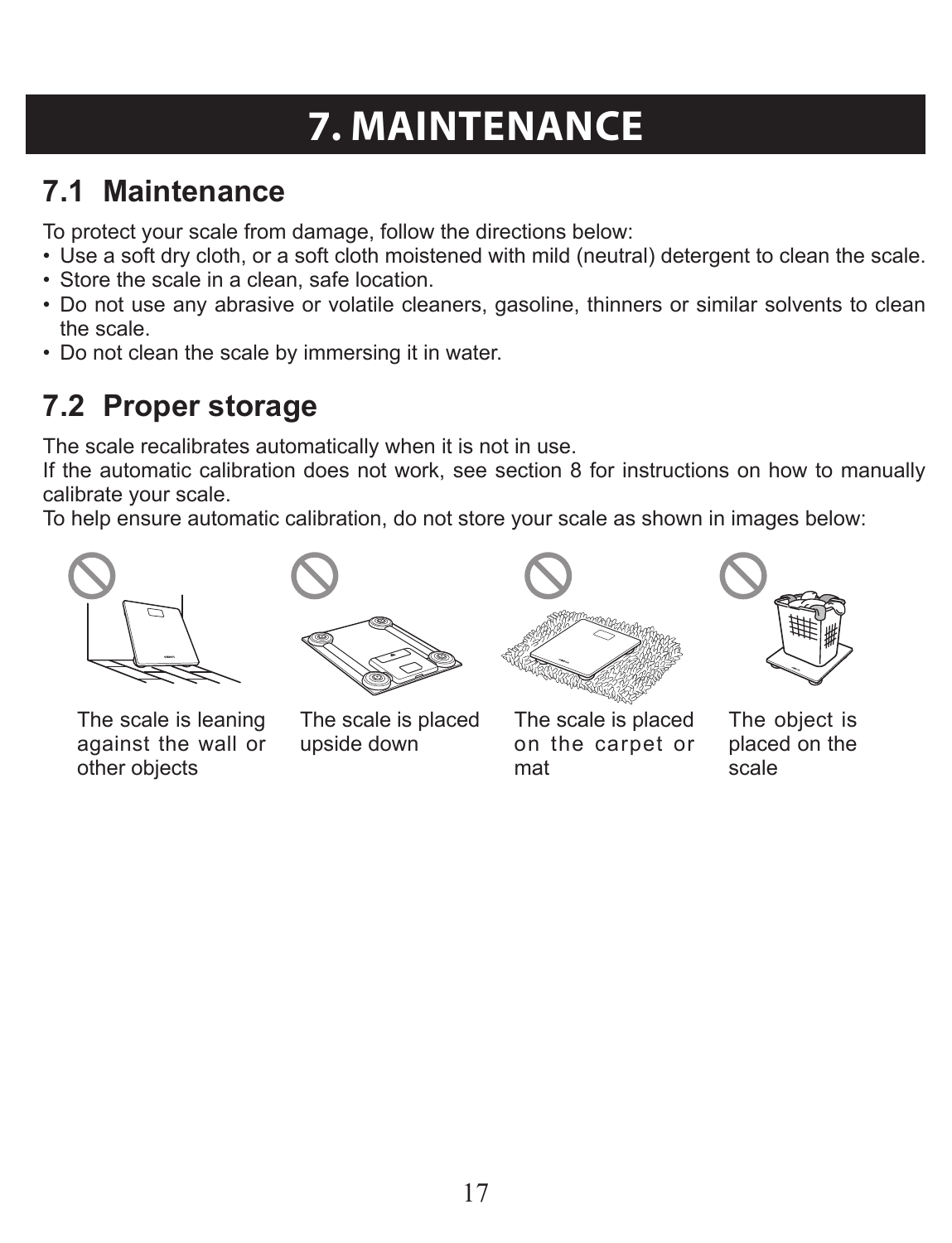# 7. MAINTENANCE

## 7.1 Maintenance

To protect your scale from damage, follow the directions below:

- Use a soft dry cloth, or a soft cloth moistened with mild (neutral) detergent to clean the scale.
- Store the scale in a clean, safe location.
- Do not use any abrasive or volatile cleaners, gasoline, thinners or similar solvents to clean the scale.
- Do not clean the scale by immersing it in water.

## 7.2 Proper storage

The scale recalibrates automatically when it is not in use.

If the automatic calibration does not work, see section 8 for instructions on how to manually calibrate your scale.

To help ensure automatic calibration, do not store your scale as shown in images below:

The scale is leaning against the wall or other objects

The scale is placed upside down

The scale is placed on the carpet or mat

The object is placed on the scale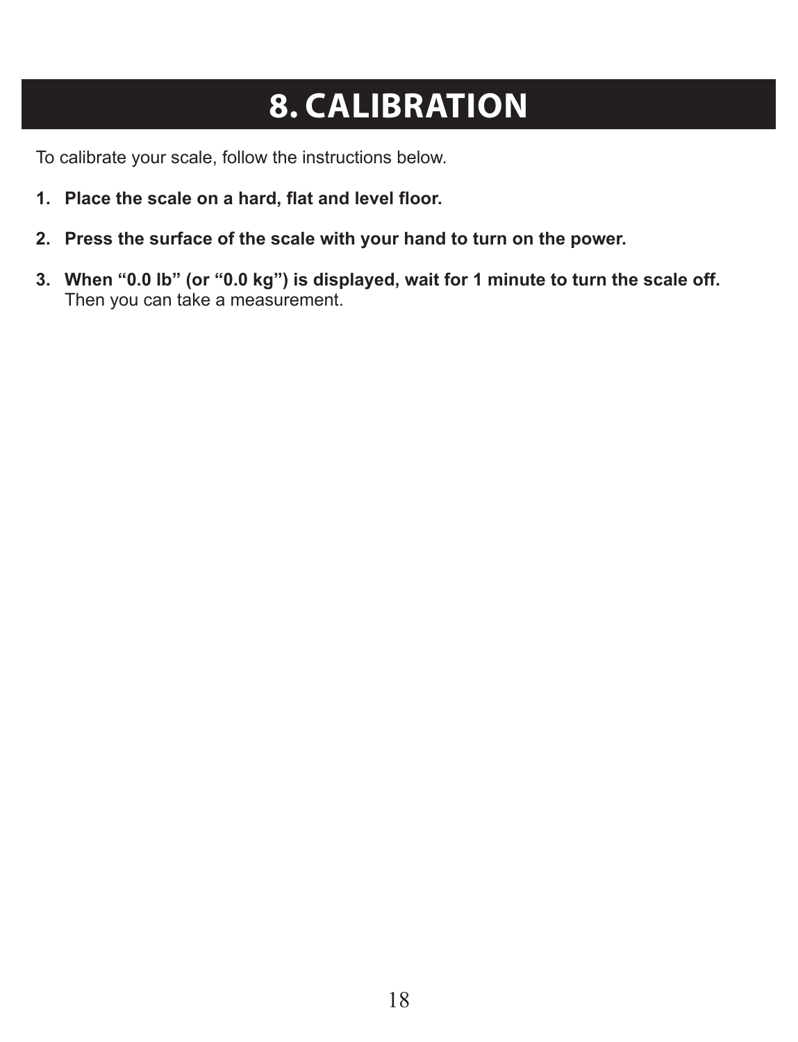# 8. CALIBRATION

To calibrate your scale, follow the instructions below.

1. **Place the scale on a hard, flat and level floor.**

2. **Press the surface of the scale with your hand to turn on the power.**

3. **When “0.0 lb” (or “0.0 kg”) is displayed, wait for 1 minute to turn the scale off.** Then you can take a measurement.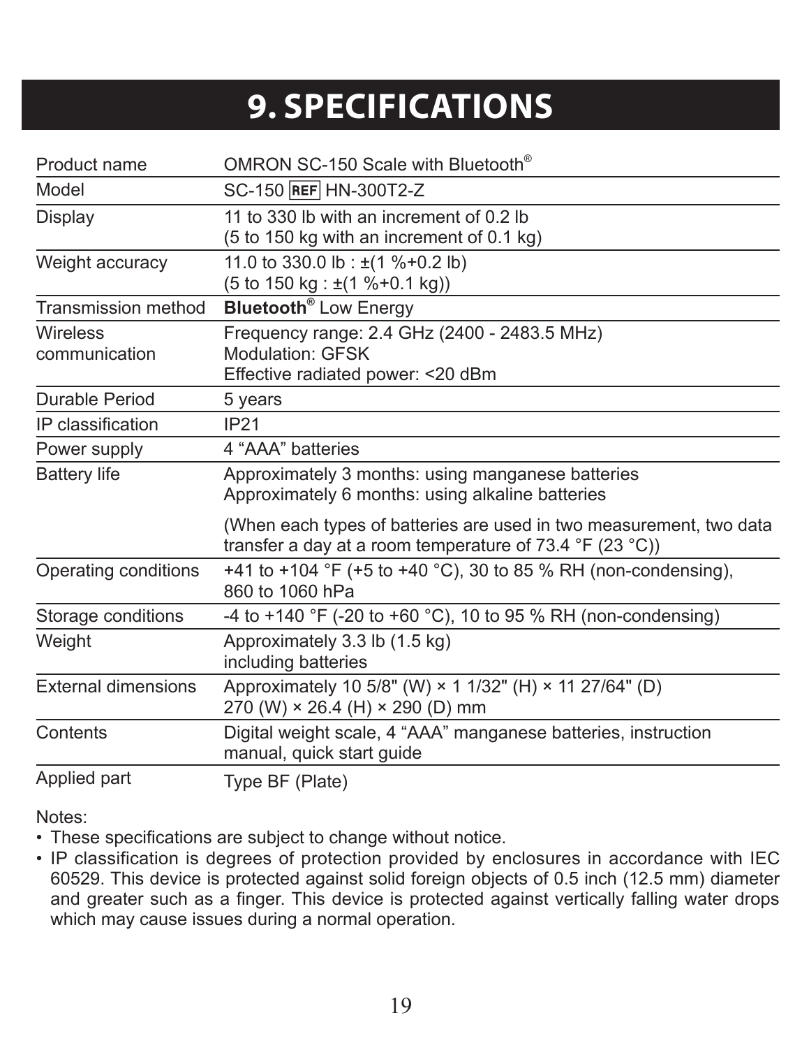# 9. SPECIFICATIONS

| | |
|---|---|
| Product name | OMRON SC-150 Scale with Bluetooth® |
| Model | SC-150 REF HN-300T2-Z |
| Display | 11 to 330 lb with an increment of 0.2 lb<br>(5 to 150 kg with an increment of 0.1 kg) |
| Weight accuracy | 11.0 to 330.0 lb : ±(1 %+0.2 lb)<br>(5 to 150 kg : ±(1 %+0.1 kg)) |
| Transmission method | **Bluetooth®** Low Energy |
| Wireless communication | Frequency range: 2.4 GHz (2400 - 2483.5 MHz)<br>Modulation: GFSK<br>Effective radiated power: <20 dBm |
| Durable Period | 5 years |
| IP classification | IP21 |
| Power supply | 4 “AAA” batteries |
| Battery life | Approximately 3 months: using manganese batteries<br>Approximately 6 months: using alkaline batteries<br>(When each types of batteries are used in two measurement, two data transfer a day at a room temperature of 73.4 °F (23 °C)) |
| Operating conditions | +41 to +104 °F (+5 to +40 °C), 30 to 85 % RH (non-condensing), 860 to 1060 hPa |
| Storage conditions | -4 to +140 °F (-20 to +60 °C), 10 to 95 % RH (non-condensing) |
| Weight | Approximately 3.3 lb (1.5 kg)<br>including batteries |
| External dimensions | Approximately 10 5/8" (W) × 1 1/32" (H) × 11 27/64" (D)<br>270 (W) × 26.4 (H) × 290 (D) mm |
| Contents | Digital weight scale, 4 “AAA” manganese batteries, instruction manual, quick start guide |
| Applied part | Type BF (Plate) |

Notes:

- These specifications are subject to change without notice.
- IP classification is degrees of protection provided by enclosures in accordance with IEC 60529. This device is protected against solid foreign objects of 0.5 inch (12.5 mm) diameter and greater such as a finger. This device is protected against vertically falling water drops which may cause issues during a normal operation.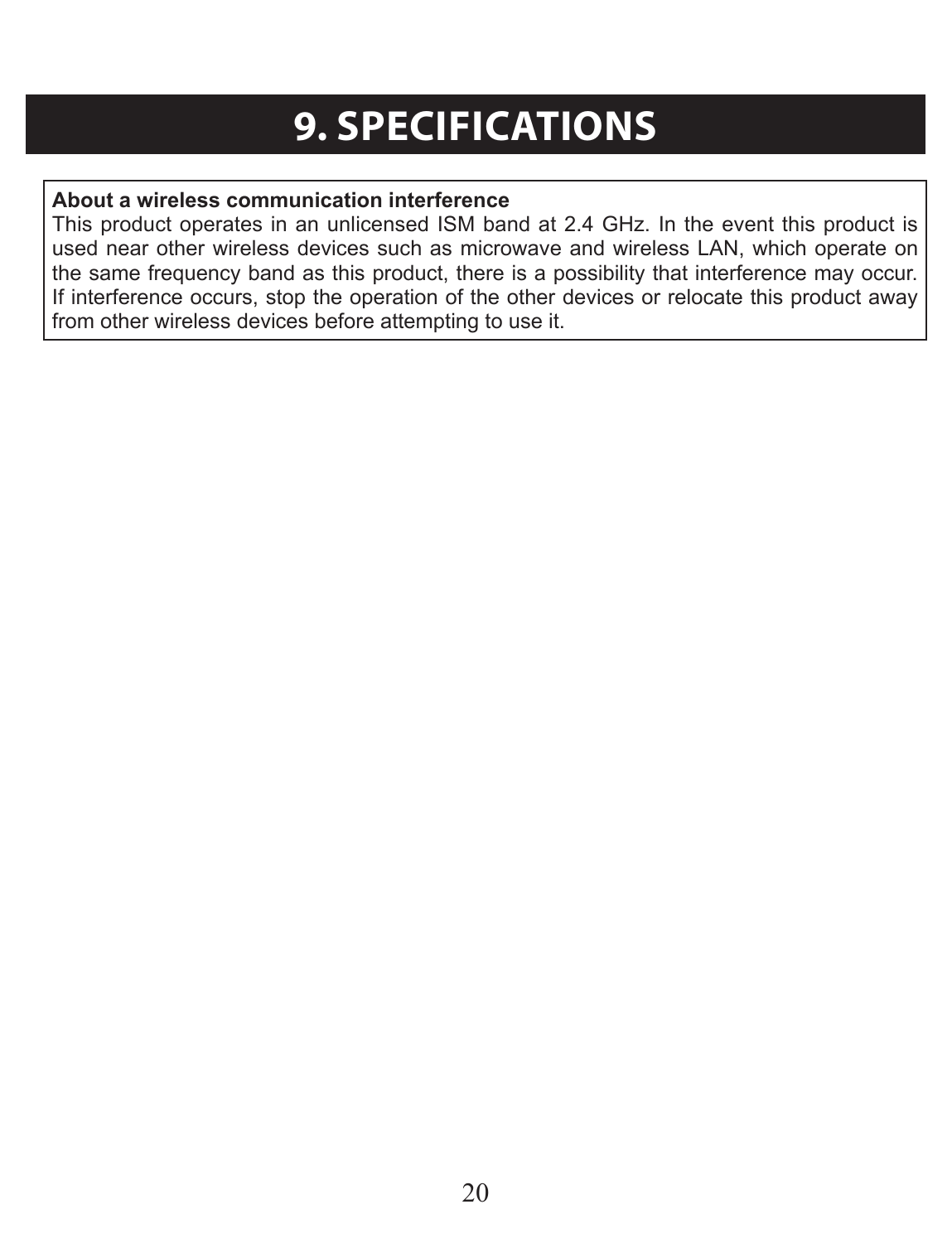# 9. SPECIFICATIONS

**About a wireless communication interference**

This product operates in an unlicensed ISM band at 2.4 GHz. In the event this product is used near other wireless devices such as microwave and wireless LAN, which operate on the same frequency band as this product, there is a possibility that interference may occur. If interference occurs, stop the operation of the other devices or relocate this product away from other wireless devices before attempting to use it.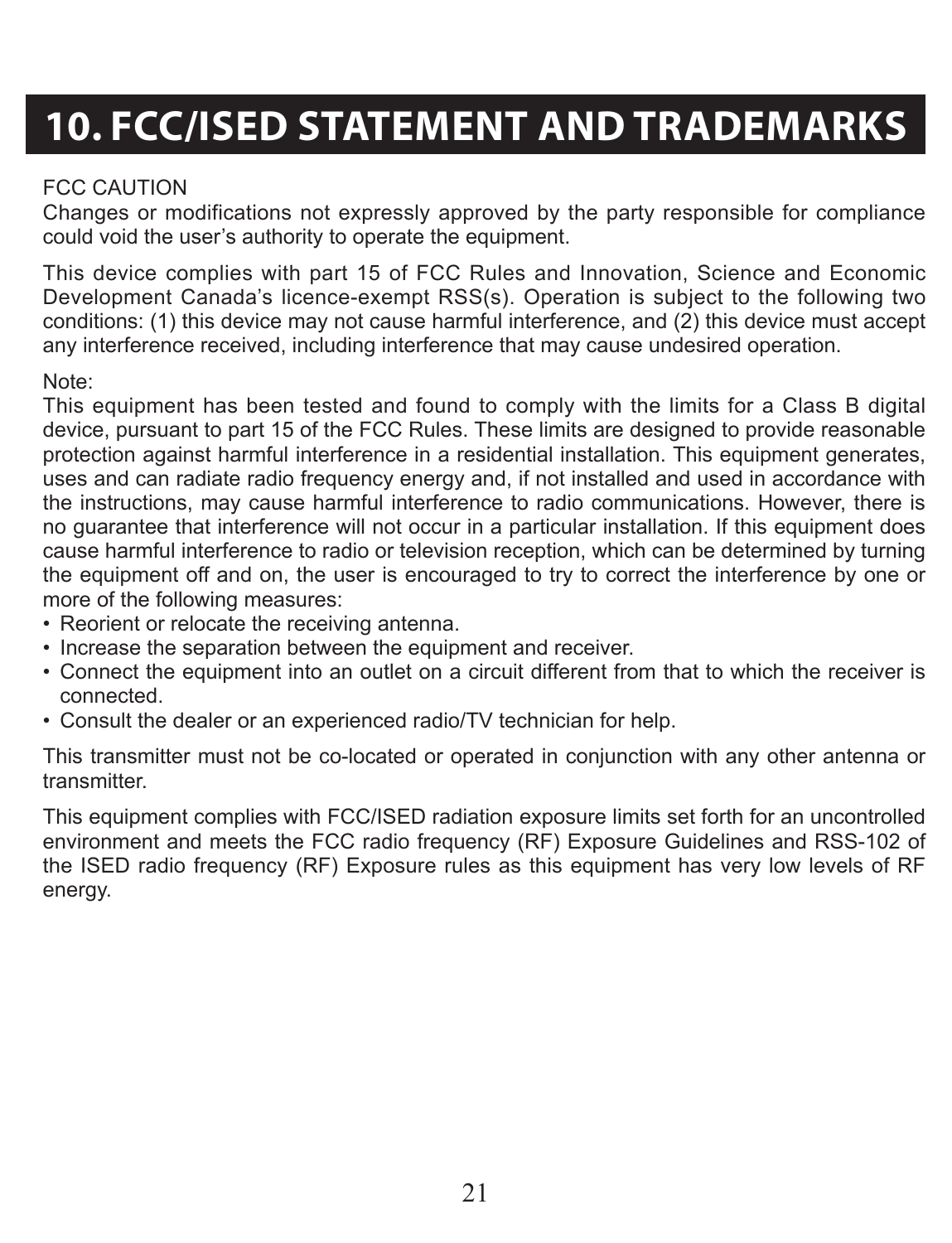# 10. FCC/ISED STATEMENT AND TRADEMARKS

FCC CAUTION
Changes or modifications not expressly approved by the party responsible for compliance could void the user's authority to operate the equipment.

This device complies with part 15 of FCC Rules and Innovation, Science and Economic Development Canada's licence-exempt RSS(s). Operation is subject to the following two conditions: (1) this device may not cause harmful interference, and (2) this device must accept any interference received, including interference that may cause undesired operation.

Note:
This equipment has been tested and found to comply with the limits for a Class B digital device, pursuant to part 15 of the FCC Rules. These limits are designed to provide reasonable protection against harmful interference in a residential installation. This equipment generates, uses and can radiate radio frequency energy and, if not installed and used in accordance with the instructions, may cause harmful interference to radio communications. However, there is no guarantee that interference will not occur in a particular installation. If this equipment does cause harmful interference to radio or television reception, which can be determined by turning the equipment off and on, the user is encouraged to try to correct the interference by one or more of the following measures:

- Reorient or relocate the receiving antenna.
- Increase the separation between the equipment and receiver.
- Connect the equipment into an outlet on a circuit different from that to which the receiver is connected.
- Consult the dealer or an experienced radio/TV technician for help.

This transmitter must not be co-located or operated in conjunction with any other antenna or transmitter.

This equipment complies with FCC/ISED radiation exposure limits set forth for an uncontrolled environment and meets the FCC radio frequency (RF) Exposure Guidelines and RSS-102 of the ISED radio frequency (RF) Exposure rules as this equipment has very low levels of RF energy.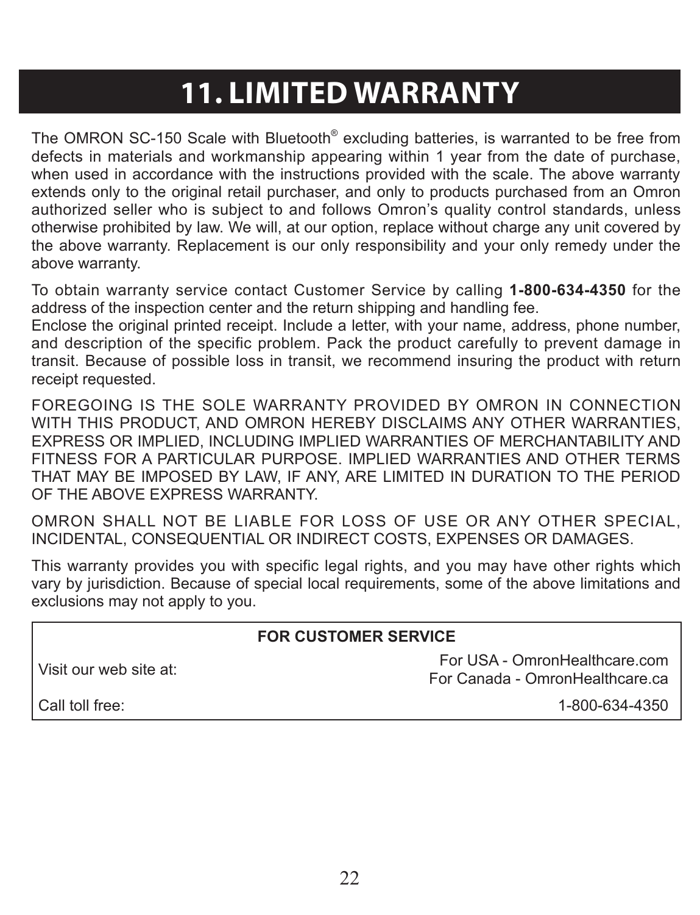# 11. LIMITED WARRANTY

The OMRON SC-150 Scale with Bluetooth® excluding batteries, is warranted to be free from defects in materials and workmanship appearing within 1 year from the date of purchase, when used in accordance with the instructions provided with the scale. The above warranty extends only to the original retail purchaser, and only to products purchased from an Omron authorized seller who is subject to and follows Omron's quality control standards, unless otherwise prohibited by law. We will, at our option, replace without charge any unit covered by the above warranty. Replacement is our only responsibility and your only remedy under the above warranty.

To obtain warranty service contact Customer Service by calling **1-800-634-4350** for the address of the inspection center and the return shipping and handling fee.
Enclose the original printed receipt. Include a letter, with your name, address, phone number, and description of the specific problem. Pack the product carefully to prevent damage in transit. Because of possible loss in transit, we recommend insuring the product with return receipt requested.

FOREGOING IS THE SOLE WARRANTY PROVIDED BY OMRON IN CONNECTION WITH THIS PRODUCT, AND OMRON HEREBY DISCLAIMS ANY OTHER WARRANTIES, EXPRESS OR IMPLIED, INCLUDING IMPLIED WARRANTIES OF MERCHANTABILITY AND FITNESS FOR A PARTICULAR PURPOSE. IMPLIED WARRANTIES AND OTHER TERMS THAT MAY BE IMPOSED BY LAW, IF ANY, ARE LIMITED IN DURATION TO THE PERIOD OF THE ABOVE EXPRESS WARRANTY.

OMRON SHALL NOT BE LIABLE FOR LOSS OF USE OR ANY OTHER SPECIAL, INCIDENTAL, CONSEQUENTIAL OR INDIRECT COSTS, EXPENSES OR DAMAGES.

This warranty provides you with specific legal rights, and you may have other rights which vary by jurisdiction. Because of special local requirements, some of the above limitations and exclusions may not apply to you.

| FOR CUSTOMER SERVICE | |
| --- | --- |
| Visit our web site at: | For USA - OmronHealthcare.com<br>For Canada - OmronHealthcare.ca |
| Call toll free: | 1-800-634-4350 |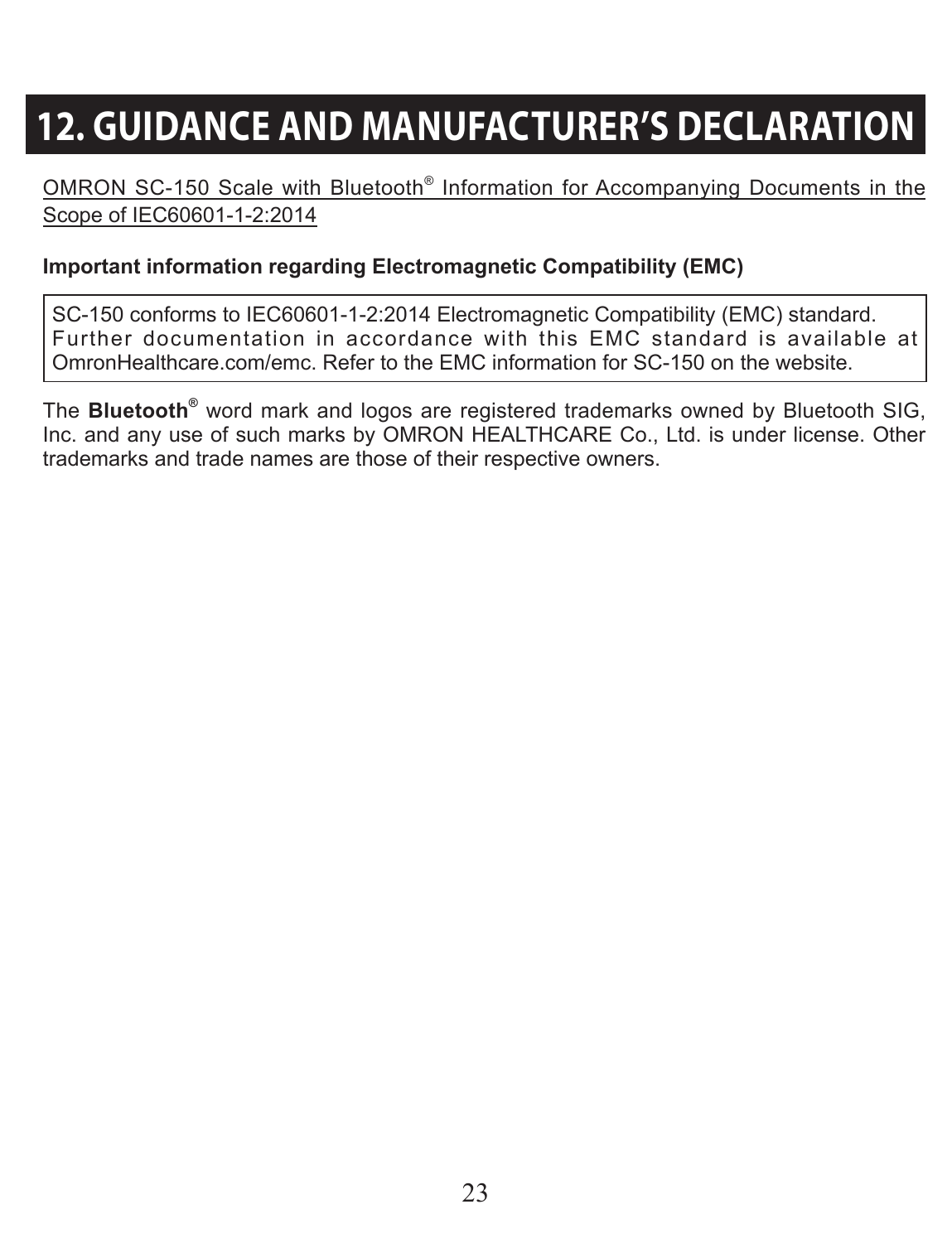# 12. GUIDANCE AND MANUFACTURER'S DECLARATION

OMRON SC-150 Scale with Bluetooth® Information for Accompanying Documents in the Scope of IEC60601-1-2:2014

**Important information regarding Electromagnetic Compatibility (EMC)**

| SC-150 conforms to IEC60601-1-2:2014 Electromagnetic Compatibility (EMC) standard. Further documentation in accordance with this EMC standard is available at OmronHealthcare.com/emc. Refer to the EMC information for SC-150 on the website. |
|---|

The **Bluetooth®** word mark and logos are registered trademarks owned by Bluetooth SIG, Inc. and any use of such marks by OMRON HEALTHCARE Co., Ltd. is under license. Other trademarks and trade names are those of their respective owners.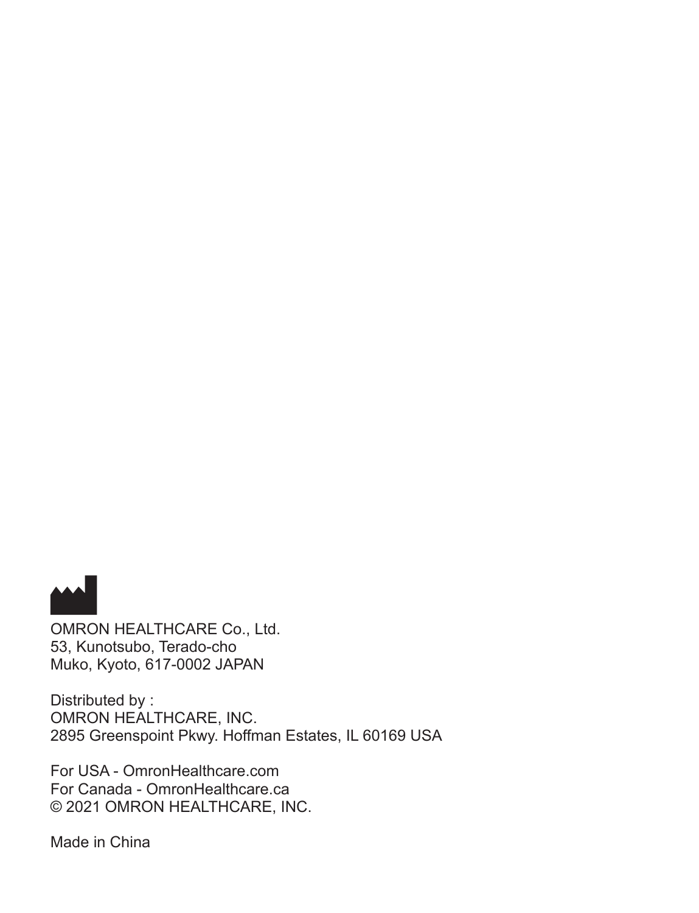OMRON HEALTHCARE Co., Ltd.
53, Kunotsubo, Terado-cho
Muko, Kyoto, 617-0002 JAPAN

Distributed by :
OMRON HEALTHCARE, INC.
2895 Greenspoint Pkwy. Hoffman Estates, IL 60169 USA

For USA - OmronHealthcare.com
For Canada - OmronHealthcare.ca
© 2021 OMRON HEALTHCARE, INC.

Made in China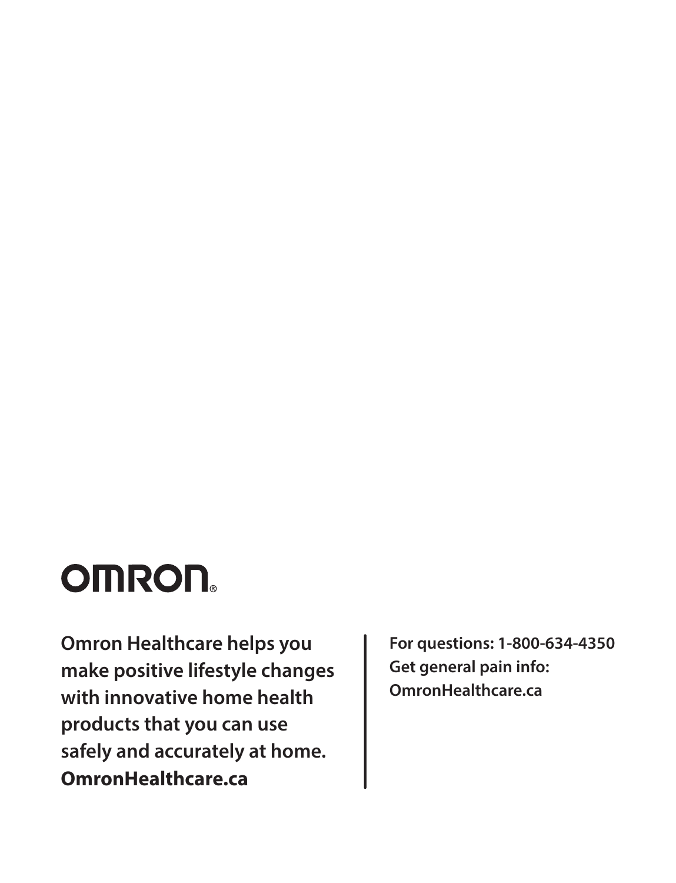OMRON®

**Omron Healthcare helps you make positive lifestyle changes with innovative home health products that you can use safely and accurately at home.**
**OmronHealthcare.ca**

**For questions: 1-800-634-4350**
**Get general pain info:**
**OmronHealthcare.ca**